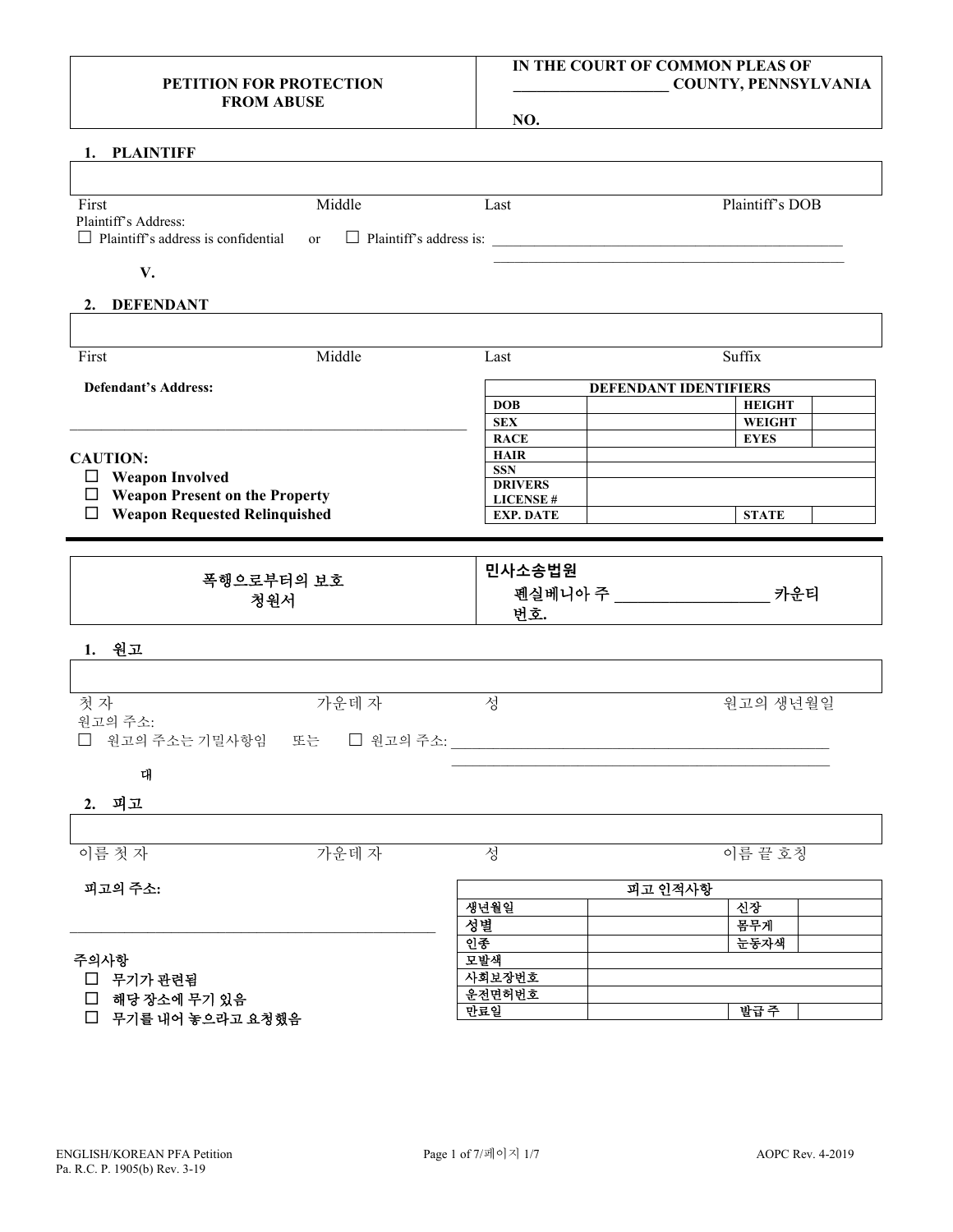| PETITION FOR PROTECTION FROM ABUSE | IN THE COURT OF COMMON PLEAS OF ___________________ COUNTY, PENNSYLVANIA<br><br>NO. |
|---|---|

## 1. PLAINTIFF

| First | Middle | Last | Plaintiff's DOB |
|---|---|---|---|
| | | | |

Plaintiff's Address:
☐ Plaintiff's address is confidential or ☐ Plaintiff's address is: _______________________________________________
_______________________________________________

**V.**

## 2. DEFENDANT

| First | Middle | Last | Suffix |
|---|---|---|---|
| | | | |

**Defendant's Address:**

_______________________________________________

**CAUTION:**
- ☐ **Weapon Involved**
- ☐ **Weapon Present on the Property**
- ☐ **Weapon Requested Relinquished**

| DEFENDANT IDENTIFIERS | | | |
|---|---|---|---|
| **DOB** | | **HEIGHT** | |
| **SEX** | | **WEIGHT** | |
| **RACE** | | **EYES** | |
| **HAIR** | | | |
| **SSN** | | | |
| **DRIVERS LICENSE #** | | | |
| **EXP. DATE** | | **STATE** | |

---

| 폭행으로부터의 보호 청원서 | 민사소송법원<br>펜실베니아 주 _________________ 카운티<br>번호. |
|---|---|

## 1. 원고

| 첫 자 | 가운데 자 | 성 | 원고의 생년월일 |
|---|---|---|---|
| | | | |

원고의 주소:
☐ 원고의 주소는 기밀사항임 또는 ☐ 원고의 주소: _______________________________________________
_______________________________________________

**대**

## 2. 피고

| 이름 첫 자 | 가운데 자 | 성 | 이름 끝 호칭 |
|---|---|---|---|
| | | | |

**피고의 주소:**

_______________________________________________

주의사항
- ☐ 무기가 관련됨
- ☐ 해당 장소에 무기 있음
- ☐ 무기를 내어 놓으라고 요청했음

| 피고 인적사항 | | | |
|---|---|---|---|
| 생년월일 | | 신장 | |
| 성별 | | 몸무게 | |
| 인종 | | 눈동자색 | |
| 모발색 | | | |
| 사회보장번호 | | | |
| 운전면허번호 | | | |
| 만료일 | | 발급 주 | |

ENGLISH/KOREAN PFA Petition
Pa. R.C.P. 1905(b) Rev. 3-19

AOPC Rev. 4-2019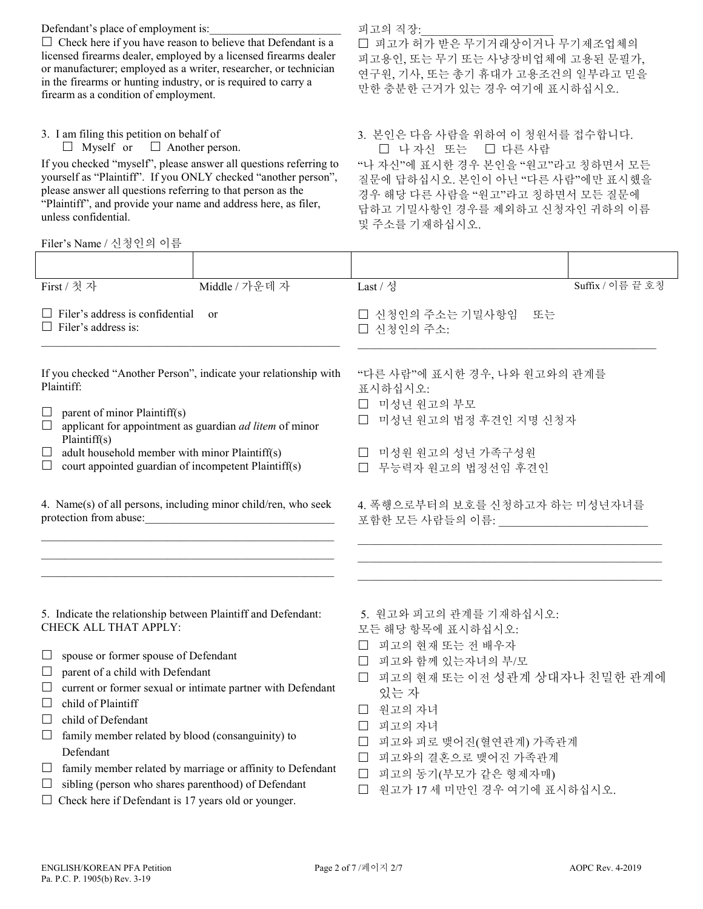Defendant's place of employment is:______________________

피고의 직장:______________________

☐ Check here if you have reason to believe that Defendant is a licensed firearms dealer, employed by a licensed firearms dealer or manufacturer; employed as a writer, researcher, or technician in the firearms or hunting industry, or is required to carry a firearm as a condition of employment.

☐ 피고가 허가 받은 무기거래상이거나 무기제조업체의 피고용인, 또는 무기 또는 사냥장비업체에 고용된 문필가, 연구원, 기사, 또는 총기 휴대가 고용조건의 일부라고 믿을 만한 충분한 근거가 있는 경우 여기에 표시하십시오.

3. I am filing this petition on behalf of
   ☐ Myself or ☐ Another person.

If you checked "myself", please answer all questions referring to yourself as "Plaintiff". If you ONLY checked "another person", please answer all questions referring to that person as the "Plaintiff", and provide your name and address here, as filer, unless confidential.

3. 본인은 다음 사람을 위하여 이 청원서를 접수합니다.
   ☐ 나 자신 또는 ☐ 다른 사람

"나 자신"에 표시한 경우 본인을 "원고"라고 칭하면서 모든 질문에 답하십시오. 본인이 아닌 "다른 사람"에만 표시했을 경우 해당 다른 사람을 "원고"라고 칭하면서 모든 질문에 답하고 기밀사항인 경우를 제외하고 신청자인 귀하의 이름 및 주소를 기재하십시오.

Filer's Name / 신청인의 이름

| | | | |
|---|---|---|---|
| First / 첫 자 | Middle / 가운데 자 | Last / 성 | Suffix / 이름 끝 호칭 |

☐ Filer's address is confidential or
☐ Filer's address is:
______________________________________________

☐ 신청인의 주소는 기밀사항임 또는
☐ 신청인의 주소:
______________________________________________

If you checked "Another Person", indicate your relationship with Plaintiff:

☐ parent of minor Plaintiff(s)
☐ applicant for appointment as guardian *ad litem* of minor Plaintiff(s)
☐ adult household member with minor Plaintiff(s)
☐ court appointed guardian of incompetent Plaintiff(s)

"다른 사람"에 표시한 경우, 나와 원고와의 관계를 표시하십시오:

☐ 미성년 원고의 부모
☐ 미성년 원고의 법정 후견인 지명 신청자
☐ 미성원 원고의 성년 가족구성원
☐ 무능력자 원고의 법정선임 후견인

4. Name(s) of all persons, including minor child/ren, who seek protection from abuse:________________________________
______________________________________________
______________________________________________
______________________________________________

4. 폭행으로부터의 보호를 신청하고자 하는 미성년자녀를 포함한 모든 사람들의 이름: ________________________
______________________________________________
______________________________________________
______________________________________________

5. Indicate the relationship between Plaintiff and Defendant: CHECK ALL THAT APPLY:

☐ spouse or former spouse of Defendant
☐ parent of a child with Defendant
☐ current or former sexual or intimate partner with Defendant
☐ child of Plaintiff
☐ child of Defendant
☐ family member related by blood (consanguinity) to Defendant
☐ family member related by marriage or affinity to Defendant
☐ sibling (person who shares parenthood) of Defendant
☐ Check here if Defendant is 17 years old or younger.

5. 원고와 피고의 관계를 기재하십시오:
모든 해당 항목에 표시하십시오:

☐ 피고의 현재 또는 전 배우자
☐ 피고와 함께 있는자녀의 부/모
☐ 피고의 현재 또는 이전 성관계 상대자나 친밀한 관계에 있는 자
☐ 원고의 자녀
☐ 피고의 자녀
☐ 피고와 피로 맺어진(혈연관계) 가족관계
☐ 피고와의 결혼으로 맺어진 가족관계
☐ 피고의 동기(부모가 같은 형제자매)
☐ 원고가 17 세 미만인 경우 여기에 표시하십시오.

ENGLISH/KOREAN PFA Petition
Pa. P.C. P. 1905(b) Rev. 3-19

AOPC Rev. 4-2019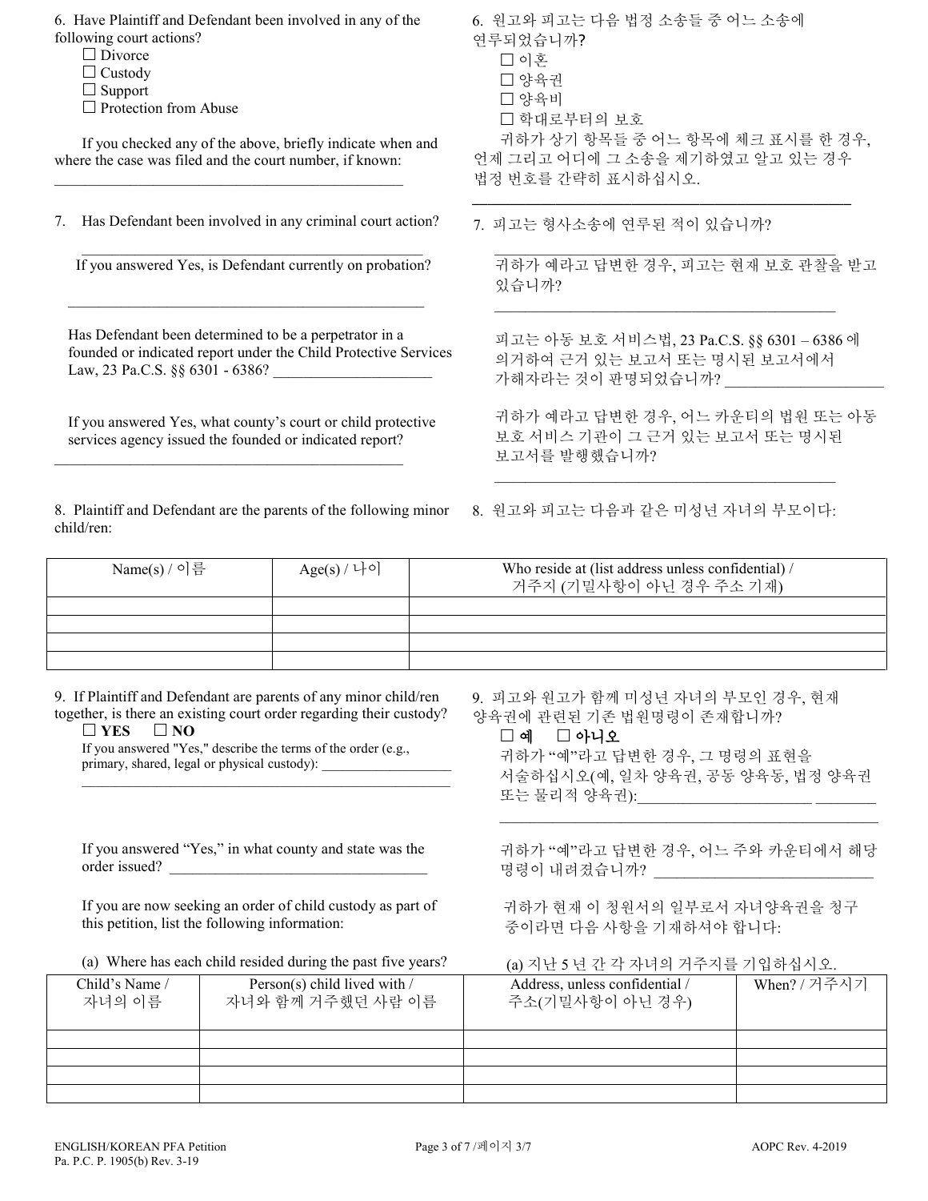6. Have Plaintiff and Defendant been involved in any of the following court actions?

☐ Divorce
☐ Custody
☐ Support
☐ Protection from Abuse

If you checked any of the above, briefly indicate when and where the case was filed and the court number, if known: \_\_\_\_\_\_\_\_\_\_\_\_\_\_\_\_\_\_\_\_\_\_\_\_\_\_\_\_\_\_\_\_\_\_\_\_\_\_\_\_\_\_\_\_\_\_\_\_

6. 원고와 피고는 다음 법정 소송들 중 어느 소송에 연루되었습니까?

☐ 이혼
☐ 양육권
☐ 양육비
☐ 학대로부터의 보호

귀하가 상기 항목들 중 어느 항목에 체크 표시를 한 경우, 언제 그리고 어디에 그 소송을 제기하였고 알고 있는 경우 법정 번호를 간략히 표시하십시오. \_\_\_\_\_\_\_\_\_\_\_\_\_\_\_\_\_\_\_\_\_\_\_\_\_\_\_\_\_\_\_\_\_\_\_\_\_\_\_\_\_\_\_\_\_\_\_\_

7. Has Defendant been involved in any criminal court action? \_\_\_\_\_\_\_\_\_\_\_\_\_\_\_\_\_\_\_\_\_\_\_\_\_\_\_\_\_\_\_\_\_\_\_\_\_\_\_\_\_\_\_\_\_\_\_\_

If you answered Yes, is Defendant currently on probation? \_\_\_\_\_\_\_\_\_\_\_\_\_\_\_\_\_\_\_\_\_\_\_\_\_\_\_\_\_\_\_\_\_\_\_\_\_\_\_\_\_\_\_\_\_\_\_\_

Has Defendant been determined to be a perpetrator in a founded or indicated report under the Child Protective Services Law, 23 Pa.C.S. §§ 6301 - 6386? \_\_\_\_\_\_\_\_\_\_\_\_\_\_\_\_\_\_\_\_\_\_

If you answered Yes, what county's court or child protective services agency issued the founded or indicated report? \_\_\_\_\_\_\_\_\_\_\_\_\_\_\_\_\_\_\_\_\_\_\_\_\_\_\_\_\_\_\_\_\_\_\_\_\_\_\_\_\_\_\_\_\_\_\_\_

7. 피고는 형사소송에 연루된 적이 있습니까? \_\_\_\_\_\_\_\_\_\_\_\_\_\_\_\_\_\_\_\_\_\_\_\_\_\_\_\_\_\_\_\_\_\_\_\_\_\_\_\_\_\_\_\_\_\_\_\_

귀하가 예라고 답변한 경우, 피고는 현재 보호 관찰을 받고 있습니까? \_\_\_\_\_\_\_\_\_\_\_\_\_\_\_\_\_\_\_\_\_\_\_\_\_\_\_\_\_\_\_\_\_\_\_\_\_\_\_\_\_\_\_\_\_\_\_\_

피고는 아동 보호 서비스법, 23 Pa.C.S. §§ 6301 – 6386 에 의거하여 근거 있는 보고서 또는 명시된 보고서에서 가해자라는 것이 판명되었습니까? \_\_\_\_\_\_\_\_\_\_\_\_\_\_\_\_\_\_\_\_\_\_

귀하가 예라고 답변한 경우, 어느 카운티의 법원 또는 아동 보호 서비스 기관이 그 근거 있는 보고서 또는 명시된 보고서를 발행했습니까? \_\_\_\_\_\_\_\_\_\_\_\_\_\_\_\_\_\_\_\_\_\_\_\_\_\_\_\_\_\_\_\_\_\_\_\_\_\_\_\_\_\_\_\_\_\_\_\_

8. Plaintiff and Defendant are the parents of the following minor child/ren:

8. 원고와 피고는 다음과 같은 미성년 자녀의 부모이다:

| Name(s) / 이름 | Age(s) / 나이 | Who reside at (list address unless confidential) / 거주지 (기밀사항이 아닌 경우 주소 기재) |
|---|---|---|
| | | |
| | | |
| | | |
| | | |

9. If Plaintiff and Defendant are parents of any minor child/ren together, is there an existing court order regarding their custody?

☐ **YES** ☐ **NO**

If you answered "Yes," describe the terms of the order (e.g., primary, shared, legal or physical custody): \_\_\_\_\_\_\_\_\_\_\_\_\_\_\_\_\_\_\_\_\_\_\_\_\_\_\_\_\_\_\_\_\_\_\_\_\_\_\_\_\_\_\_\_\_\_\_\_

If you answered "Yes," in what county and state was the order issued? \_\_\_\_\_\_\_\_\_\_\_\_\_\_\_\_\_\_\_\_\_\_\_\_\_\_\_\_\_\_\_\_\_\_\_\_

If you are now seeking an order of child custody as part of this petition, list the following information:

(a) Where has each child resided during the past five years?

9. 피고와 원고가 함께 미성년 자녀의 부모인 경우, 현재 양육권에 관련된 기존 법원명령이 존재합니까?

☐ **예** ☐ **아니오**

귀하가 "예"라고 답변한 경우, 그 명령의 표현을 서술하십시오(예, 일차 양육권, 공동 양육동, 법정 양육권 또는 물리적 양육권): \_\_\_\_\_\_\_\_\_\_\_\_\_\_\_\_\_\_\_\_\_\_\_\_\_\_\_\_\_\_\_\_\_\_\_\_\_\_\_\_\_\_\_\_\_\_\_\_

귀하가 "예"라고 답변한 경우, 어느 주와 카운티에서 해당 명령이 내려졌습니까? \_\_\_\_\_\_\_\_\_\_\_\_\_\_\_\_\_\_\_\_\_\_\_\_\_\_\_\_\_\_\_\_

귀하가 현재 이 청원서의 일부로서 자녀양육권을 청구 중이라면 다음 사항을 기재하셔야 합니다:

(a) 지난 5 년 간 각 자녀의 거주지를 기입하십시오.

| Child's Name / 자녀의 이름 | Person(s) child lived with / 자녀와 함께 거주했던 사람 이름 | Address, unless confidential / 주소(기밀사항이 아닌 경우) | When? / 거주시기 |
|---|---|---|---|
| | | | |
| | | | |
| | | | |
| | | | |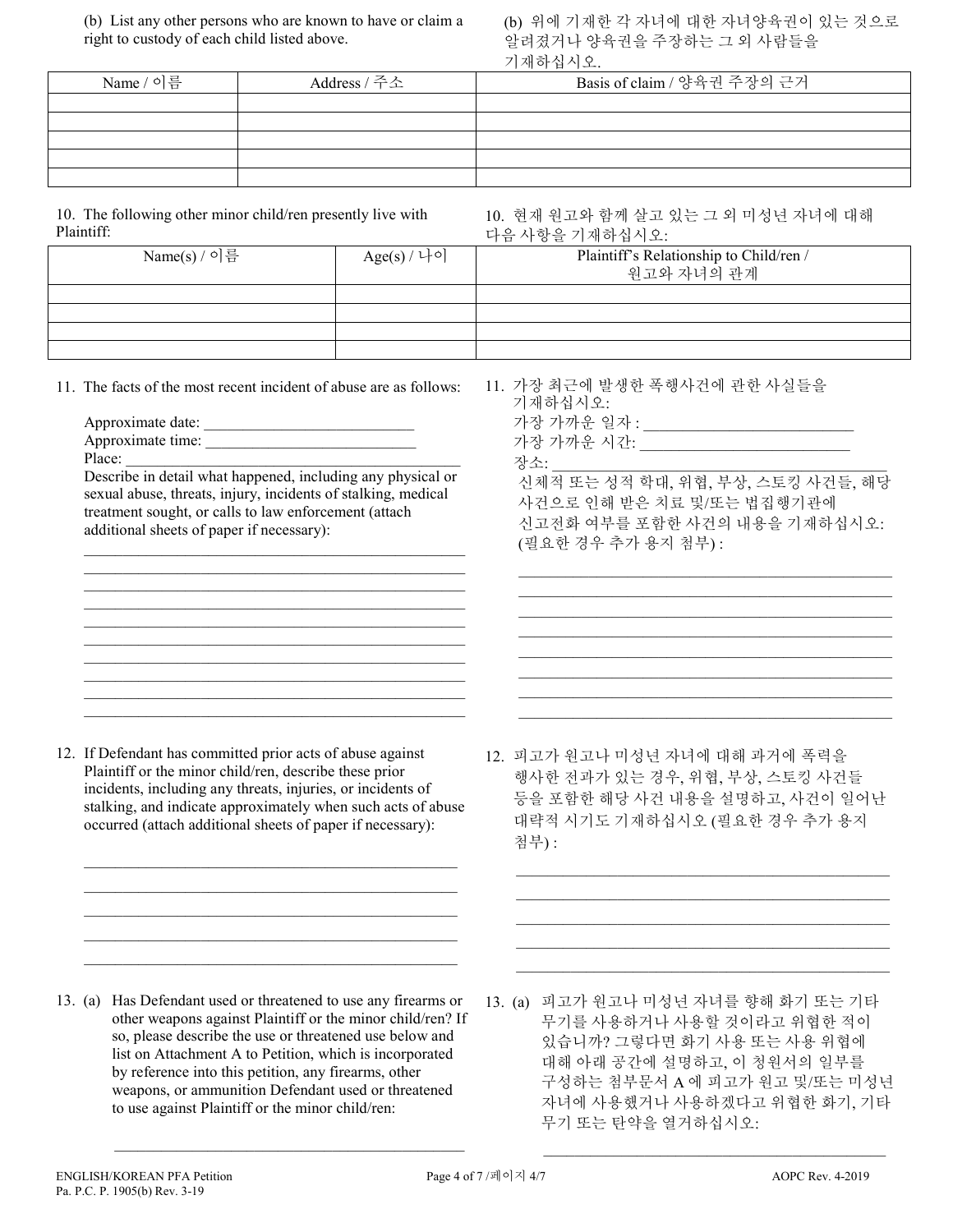(b) List any other persons who are known to have or claim a right to custody of each child listed above.

(b) 위에 기재한 각 자녀에 대한 자녀양육권이 있는 것으로 알려졌거나 양육권을 주장하는 그 외 사람들을 기재하십시오.

| Name / 이름 | Address / 주소 | Basis of claim / 양육권 주장의 근거 |
|---|---|---|
| | | |
| | | |
| | | |
| | | |
| | | |

10. The following other minor child/ren presently live with Plaintiff:

10. 현재 원고와 함께 살고 있는 그 외 미성년 자녀에 대해 다음 사항을 기재하십시오:

| Name(s) / 이름 | Age(s) / 나이 | Plaintiff's Relationship to Child/ren / 원고와 자녀의 관계 |
|---|---|---|
| | | |
| | | |
| | | |
| | | |

11. The facts of the most recent incident of abuse are as follows:

Approximate date: ___________________________
Approximate time: ___________________________
Place: ___________________________

Describe in detail what happened, including any physical or sexual abuse, threats, injury, incidents of stalking, medical treatment sought, or calls to law enforcement (attach additional sheets of paper if necessary):

_______________________________________________
_______________________________________________
_______________________________________________
_______________________________________________
_______________________________________________
_______________________________________________
_______________________________________________
_______________________________________________
_______________________________________________
_______________________________________________

11. 가장 최근에 발생한 폭행사건에 관한 사실들을 기재하십시오:

가장 가까운 일자 : ___________________________
가장 가까운 시간: ___________________________
장소: ___________________________

신체적 또는 성적 학대, 위협, 부상, 스토킹 사건들, 해당 사건으로 인해 받은 치료 및/또는 법집행기관에 신고전화 여부를 포함한 사건의 내용을 기재하십시오: (필요한 경우 추가 용지 첨부) :

_______________________________________________
_______________________________________________
_______________________________________________
_______________________________________________
_______________________________________________
_______________________________________________
_______________________________________________
_______________________________________________

12. If Defendant has committed prior acts of abuse against Plaintiff or the minor child/ren, describe these prior incidents, including any threats, injuries, or incidents of stalking, and indicate approximately when such acts of abuse occurred (attach additional sheets of paper if necessary):

_______________________________________________
_______________________________________________
_______________________________________________
_______________________________________________
_______________________________________________

12. 피고가 원고나 미성년 자녀에 대해 과거에 폭력을 행사한 전과가 있는 경우, 위협, 부상, 스토킹 사건들 등을 포함한 해당 사건 내용을 설명하고, 사건이 일어난 대략적 시기도 기재하십시오 (필요한 경우 추가 용지 첨부) :

_______________________________________________
_______________________________________________
_______________________________________________
_______________________________________________
_______________________________________________

13. (a) Has Defendant used or threatened to use any firearms or other weapons against Plaintiff or the minor child/ren? If so, please describe the use or threatened use below and list on Attachment A to Petition, which is incorporated by reference into this petition, any firearms, other weapons, or ammunition Defendant used or threatened to use against Plaintiff or the minor child/ren:

_______________________________________________

13. (a) 피고가 원고나 미성년 자녀를 향해 화기 또는 기타 무기를 사용하거나 사용할 것이라고 위협한 적이 있습니까? 그렇다면 화기 사용 또는 사용 위협에 대해 아래 공간에 설명하고, 이 청원서의 일부를 구성하는 첨부문서 A 에 피고가 원고 및/또는 미성년 자녀에 사용했거나 사용하겠다고 위협한 화기, 기타 무기 또는 탄약을 열거하십시오:

_______________________________________________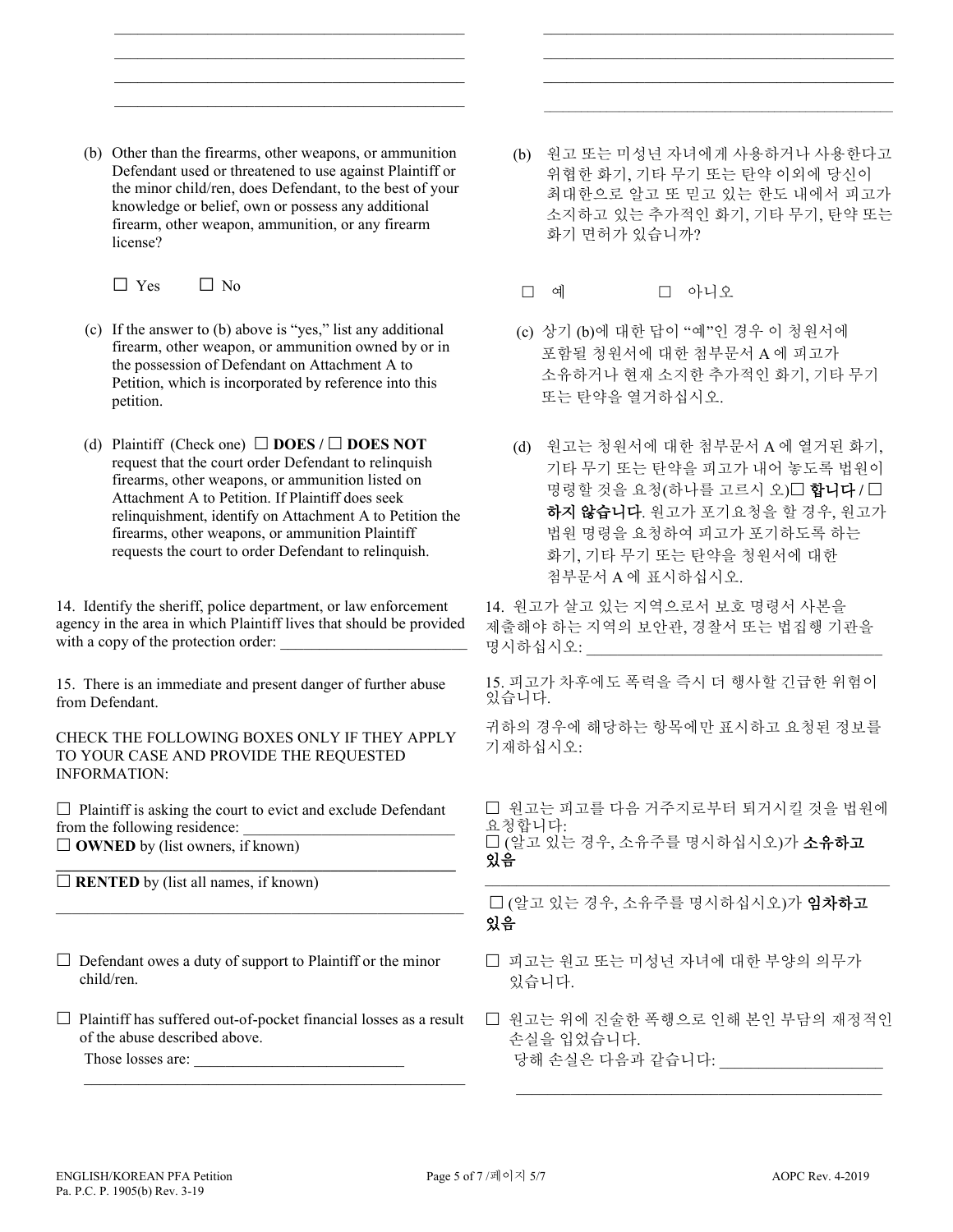\_\_\_\_\_\_\_\_\_\_\_\_\_\_\_\_\_\_\_\_\_\_\_\_\_\_\_\_\_\_\_\_\_\_\_\_\_\_\_\_\_\_\_\_

\_\_\_\_\_\_\_\_\_\_\_\_\_\_\_\_\_\_\_\_\_\_\_\_\_\_\_\_\_\_\_\_\_\_\_\_\_\_\_\_\_\_\_\_

\_\_\_\_\_\_\_\_\_\_\_\_\_\_\_\_\_\_\_\_\_\_\_\_\_\_\_\_\_\_\_\_\_\_\_\_\_\_\_\_\_\_\_\_

\_\_\_\_\_\_\_\_\_\_\_\_\_\_\_\_\_\_\_\_\_\_\_\_\_\_\_\_\_\_\_\_\_\_\_\_\_\_\_\_\_\_\_\_

(b) Other than the firearms, other weapons, or ammunition Defendant used or threatened to use against Plaintiff or the minor child/ren, does Defendant, to the best of your knowledge or belief, own or possess any additional firearm, other weapon, ammunition, or any firearm license?

☐ Yes ☐ No

(b) 원고 또는 미성년 자녀에게 사용하거나 사용한다고 위협한 화기, 기타 무기 또는 탄약 이외에 당신이 최대한으로 알고 또 믿고 있는 한도 내에서 피고가 소지하고 있는 추가적인 화기, 기타 무기, 탄약 또는 화기 면허가 있습니까?

☐ 예 ☐ 아니오

(c) If the answer to (b) above is "yes," list any additional firearm, other weapon, or ammunition owned by or in the possession of Defendant on Attachment A to Petition, which is incorporated by reference into this petition.

(c) 상기 (b)에 대한 답이 "예"인 경우 이 청원서에 포함될 청원서에 대한 첨부문서 A 에 피고가 소유하거나 현재 소지한 추가적인 화기, 기타 무기 또는 탄약을 열거하십시오.

(d) Plaintiff (Check one) ☐ **DOES** / ☐ **DOES NOT** request that the court order Defendant to relinquish firearms, other weapons, or ammunition listed on Attachment A to Petition. If Plaintiff does seek relinquishment, identify on Attachment A to Petition the firearms, other weapons, or ammunition Plaintiff requests the court to order Defendant to relinquish.

(d) 원고는 청원서에 대한 첨부문서 A 에 열거된 화기, 기타 무기 또는 탄약을 피고가 내어 놓도록 법원이 명령할 것을 요청(하나를 고르시 오)☐ **합니다** / ☐ **하지 않습니다**. 원고가 포기요청을 할 경우, 원고가 법원 명령을 요청하여 피고가 포기하도록 하는 화기, 기타 무기 또는 탄약을 청원서에 대한 첨부문서 A 에 표시하십시오.

14. Identify the sheriff, police department, or law enforcement agency in the area in which Plaintiff lives that should be provided with a copy of the protection order: \_\_\_\_\_\_\_\_\_\_\_\_\_\_\_\_\_\_\_\_\_\_\_\_

14. 원고가 살고 있는 지역으로서 보호 명령서 사본을 제출해야 하는 지역의 보안관, 경찰서 또는 법집행 기관을 명시하십시오: \_\_\_\_\_\_\_\_\_\_\_\_\_\_\_\_\_\_\_\_\_\_\_\_

15. There is an immediate and present danger of further abuse from Defendant.

15. 피고가 차후에도 폭력을 즉시 더 행사할 긴급한 위험이 있습니다.

CHECK THE FOLLOWING BOXES ONLY IF THEY APPLY TO YOUR CASE AND PROVIDE THE REQUESTED INFORMATION:

귀하의 경우에 해당하는 항목에만 표시하고 요청된 정보를 기재하십시오:

☐ Plaintiff is asking the court to evict and exclude Defendant from the following residence: \_\_\_\_\_\_\_\_\_\_\_\_\_\_\_\_\_\_\_\_\_\_\_\_\_\_\_
☐ **OWNED** by (list owners, if known)

\_\_\_\_\_\_\_\_\_\_\_\_\_\_\_\_\_\_\_\_\_\_\_\_\_\_\_\_\_\_\_\_\_\_\_\_\_\_\_\_\_\_\_\_

☐ **RENTED** by (list all names, if known)

\_\_\_\_\_\_\_\_\_\_\_\_\_\_\_\_\_\_\_\_\_\_\_\_\_\_\_\_\_\_\_\_\_\_\_\_\_\_\_\_\_\_\_\_

☐ 원고는 피고를 다음 거주지로부터 퇴거시킬 것을 법원에 요청합니다:
☐ (알고 있는 경우, 소유주를 명시하십시오)가 **소유하고 있음**

\_\_\_\_\_\_\_\_\_\_\_\_\_\_\_\_\_\_\_\_\_\_\_\_\_\_\_\_\_\_\_\_\_\_\_\_\_\_\_\_\_\_\_\_

☐ (알고 있는 경우, 소유주를 명시하십시오)가 **임차하고 있음**

☐ Defendant owes a duty of support to Plaintiff or the minor child/ren.

☐ 피고는 원고 또는 미성년 자녀에 대한 부양의 의무가 있습니다.

☐ Plaintiff has suffered out-of-pocket financial losses as a result of the abuse described above.
Those losses are: \_\_\_\_\_\_\_\_\_\_\_\_\_\_\_\_\_\_\_\_\_\_\_\_\_\_\_

\_\_\_\_\_\_\_\_\_\_\_\_\_\_\_\_\_\_\_\_\_\_\_\_\_\_\_\_\_\_\_\_\_\_\_\_\_\_\_\_\_\_\_\_

☐ 원고는 위에 진술한 폭행으로 인해 본인 부담의 재정적인 손실을 입었습니다.
당해 손실은 다음과 같습니다: \_\_\_\_\_\_\_\_\_\_\_\_\_\_\_\_\_\_\_\_

\_\_\_\_\_\_\_\_\_\_\_\_\_\_\_\_\_\_\_\_\_\_\_\_\_\_\_\_\_\_\_\_\_\_\_\_\_\_\_\_\_\_\_\_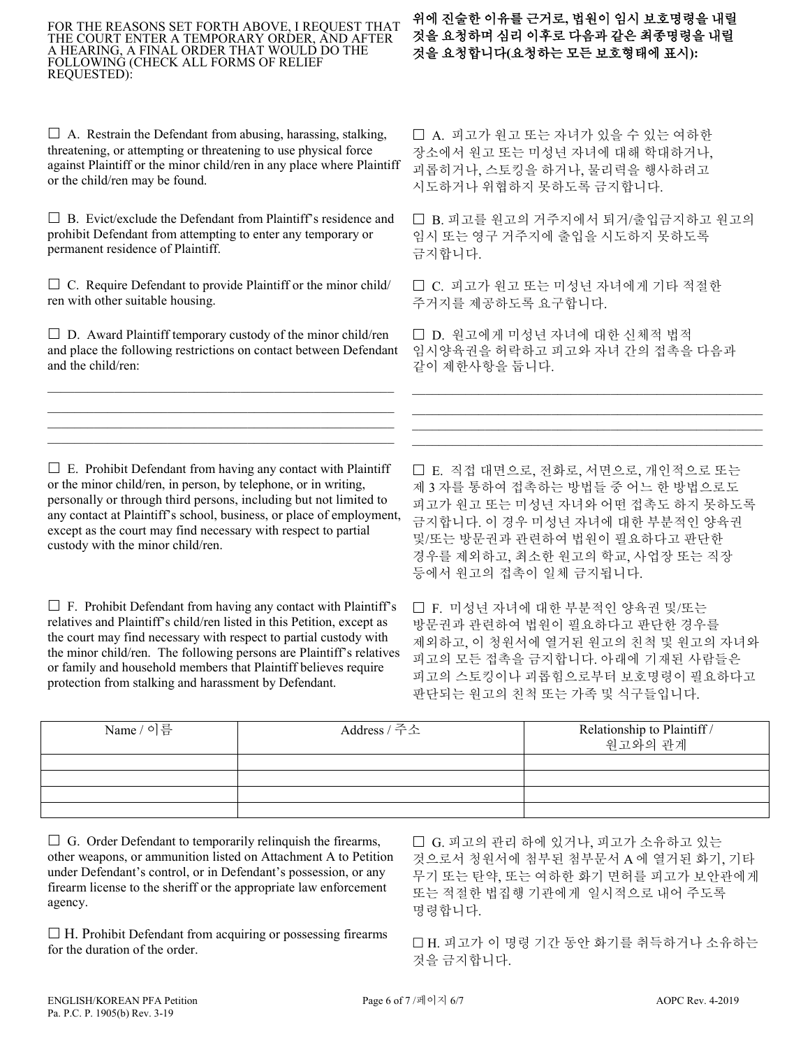FOR THE REASONS SET FORTH ABOVE, I REQUEST THAT THE COURT ENTER A TEMPORARY ORDER, AND AFTER A HEARING, A FINAL ORDER THAT WOULD DO THE FOLLOWING (CHECK ALL FORMS OF RELIEF REQUESTED):

**위에 진술한 이유를 근거로, 법원이 임시 보호명령을 내릴 것을 요청하며 심리 이후로 다음과 같은 최종명령을 내릴 것을 요청합니다(요청하는 모든 보호형태에 표시):**

☐ A. Restrain the Defendant from abusing, harassing, stalking, threatening, or attempting or threatening to use physical force against Plaintiff or the minor child/ren in any place where Plaintiff or the child/ren may be found.

☐ A. 피고가 원고 또는 자녀가 있을 수 있는 여하한 장소에서 원고 또는 미성년 자녀에 대해 학대하거나, 괴롭히거나, 스토킹을 하거나, 물리력을 행사하려고 시도하거나 위협하지 못하도록 금지합니다.

☐ B. Evict/exclude the Defendant from Plaintiff's residence and prohibit Defendant from attempting to enter any temporary or permanent residence of Plaintiff.

☐ B. 피고를 원고의 거주지에서 퇴거/출입금지하고 원고의 임시 또는 영구 거주지에 출입을 시도하지 못하도록 금지합니다.

☐ C. Require Defendant to provide Plaintiff or the minor child/ren with other suitable housing.

☐ C. 피고가 원고 또는 미성년 자녀에게 기타 적절한 주거지를 제공하도록 요구합니다.

☐ D. Award Plaintiff temporary custody of the minor child/ren and place the following restrictions on contact between Defendant and the child/ren:

☐ D. 원고에게 미성년 자녀에 대한 신체적 법적 임시양육권을 허락하고 피고와 자녀 간의 접촉을 다음과 같이 제한사항을 둡니다.

\_\_\_\_\_\_\_\_\_\_\_\_\_\_\_\_\_\_\_\_\_\_\_\_\_\_\_\_\_\_\_\_\_\_\_\_\_\_\_\_\_\_\_\_\_\_\_\_\_\_\_\_\_\_
\_\_\_\_\_\_\_\_\_\_\_\_\_\_\_\_\_\_\_\_\_\_\_\_\_\_\_\_\_\_\_\_\_\_\_\_\_\_\_\_\_\_\_\_\_\_\_\_\_\_\_\_\_\_
\_\_\_\_\_\_\_\_\_\_\_\_\_\_\_\_\_\_\_\_\_\_\_\_\_\_\_\_\_\_\_\_\_\_\_\_\_\_\_\_\_\_\_\_\_\_\_\_\_\_\_\_\_\_
\_\_\_\_\_\_\_\_\_\_\_\_\_\_\_\_\_\_\_\_\_\_\_\_\_\_\_\_\_\_\_\_\_\_\_\_\_\_\_\_\_\_\_\_\_\_\_\_\_\_\_\_\_\_

☐ E. Prohibit Defendant from having any contact with Plaintiff or the minor child/ren, in person, by telephone, or in writing, personally or through third persons, including but not limited to any contact at Plaintiff's school, business, or place of employment, except as the court may find necessary with respect to partial custody with the minor child/ren.

☐ E. 직접 대면으로, 전화로, 서면으로, 개인적으로 또는 제 3 자를 통하여 접촉하는 방법들 중 어느 한 방법으로도 피고가 원고 또는 미성년 자녀와 어떤 접촉도 하지 못하도록 금지합니다. 이 경우 미성년 자녀에 대한 부분적인 양육권 및/또는 방문권과 관련하여 법원이 필요하다고 판단한 경우를 제외하고, 최소한 원고의 학교, 사업장 또는 직장 등에서 원고의 접촉이 일체 금지됩니다.

☐ F. Prohibit Defendant from having any contact with Plaintiff's relatives and Plaintiff's child/ren listed in this Petition, except as the court may find necessary with respect to partial custody with the minor child/ren. The following persons are Plaintiff's relatives or family and household members that Plaintiff believes require protection from stalking and harassment by Defendant.

☐ F. 미성년 자녀에 대한 부분적인 양육권 및/또는 방문권과 관련하여 법원이 필요하다고 판단한 경우를 제외하고, 이 청원서에 열거된 원고의 친척 및 원고의 자녀와 피고의 모든 접촉을 금지합니다. 아래에 기재된 사람들은 피고의 스토킹이나 괴롭힘으로부터 보호명령이 필요하다고 판단되는 원고의 친척 또는 가족 및 식구들입니다.

| Name / 이름 | Address / 주소 | Relationship to Plaintiff / 원고와의 관계 |
|---|---|---|
| | | |
| | | |
| | | |
| | | |

☐ G. Order Defendant to temporarily relinquish the firearms, other weapons, or ammunition listed on Attachment A to Petition under Defendant's control, or in Defendant's possession, or any firearm license to the sheriff or the appropriate law enforcement agency.

☐ G. 피고의 관리 하에 있거나, 피고가 소유하고 있는 것으로서 청원서에 첨부된 첨부문서 A 에 열거된 화기, 기타 무기 또는 탄약, 또는 여하한 화기 면허를 피고가 보안관에게 또는 적절한 법집행 기관에게 일시적으로 내어 주도록 명령합니다.

☐ H. Prohibit Defendant from acquiring or possessing firearms for the duration of the order.

☐ H. 피고가 이 명령 기간 동안 화기를 취득하거나 소유하는 것을 금지합니다.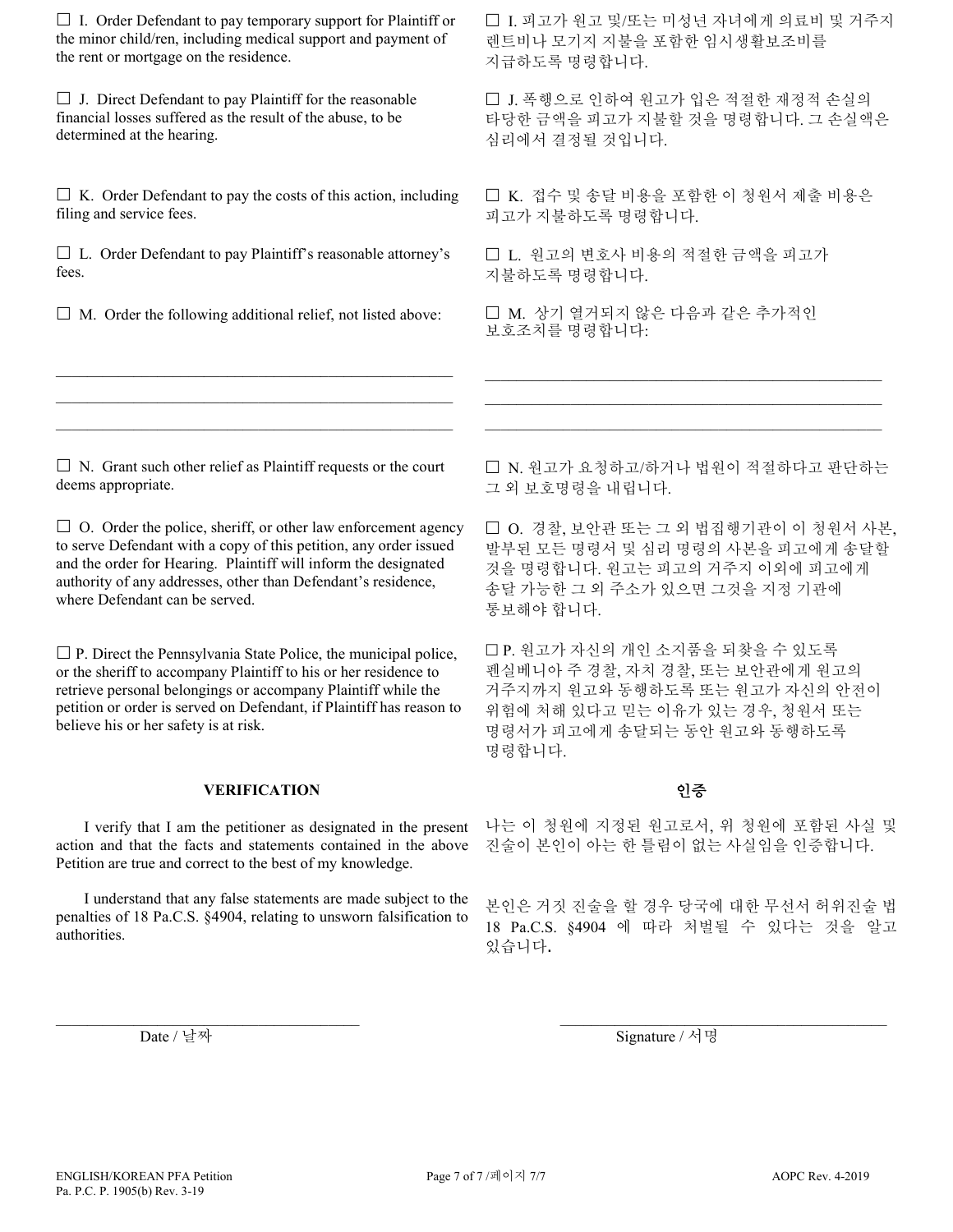☐ I. Order Defendant to pay temporary support for Plaintiff or the minor child/ren, including medical support and payment of the rent or mortgage on the residence.

☐ I. 피고가 원고 및/또는 미성년 자녀에게 의료비 및 거주지 렌트비나 모기지 지불을 포함한 임시생활보조비를 지급하도록 명령합니다.

☐ J. Direct Defendant to pay Plaintiff for the reasonable financial losses suffered as the result of the abuse, to be determined at the hearing.

☐ J. 폭행으로 인하여 원고가 입은 적절한 재정적 손실의 타당한 금액을 피고가 지불할 것을 명령합니다. 그 손실액은 심리에서 결정될 것입니다.

☐ K. Order Defendant to pay the costs of this action, including filing and service fees.

☐ K. 접수 및 송달 비용을 포함한 이 청원서 제출 비용은 피고가 지불하도록 명령합니다.

☐ L. Order Defendant to pay Plaintiff's reasonable attorney's fees.

☐ L. 원고의 변호사 비용의 적절한 금액을 피고가 지불하도록 명령합니다.

☐ M. Order the following additional relief, not listed above:

☐ M. 상기 열거되지 않은 다음과 같은 추가적인 보호조치를 명령합니다:

_______________________________________________

_______________________________________________

_______________________________________________

☐ N. Grant such other relief as Plaintiff requests or the court deems appropriate.

☐ N. 원고가 요청하고/하거나 법원이 적절하다고 판단하는 그 외 보호명령을 내립니다.

☐ O. Order the police, sheriff, or other law enforcement agency to serve Defendant with a copy of this petition, any order issued and the order for Hearing. Plaintiff will inform the designated authority of any addresses, other than Defendant's residence, where Defendant can be served.

☐ O. 경찰, 보안관 또는 그 외 법집행기관이 이 청원서 사본, 발부된 모든 명령서 및 심리 명령의 사본을 피고에게 송달할 것을 명령합니다. 원고는 피고의 거주지 이외에 피고에게 송달 가능한 그 외 주소가 있으면 그것을 지정 기관에 통보해야 합니다.

☐ P. Direct the Pennsylvania State Police, the municipal police, or the sheriff to accompany Plaintiff to his or her residence to retrieve personal belongings or accompany Plaintiff while the petition or order is served on Defendant, if Plaintiff has reason to believe his or her safety is at risk.

☐ P. 원고가 자신의 개인 소지품을 되찾을 수 있도록 펜실베니아 주 경찰, 자치 경찰, 또는 보안관에게 원고의 거주지까지 원고와 동행하도록 또는 원고가 자신의 안전이 위험에 처해 있다고 믿는 이유가 있는 경우, 청원서 또는 명령서가 피고에게 송달되는 동안 원고와 동행하도록 명령합니다.

## VERIFICATION

I verify that I am the petitioner as designated in the present action and that the facts and statements contained in the above Petition are true and correct to the best of my knowledge.

I understand that any false statements are made subject to the penalties of 18 Pa.C.S. §4904, relating to unsworn falsification to authorities.

## 인증

나는 이 청원에 지정된 원고로서, 위 청원에 포함된 사실 및 진술이 본인이 아는 한 틀림이 없는 사실임을 인증합니다.

본인은 거짓 진술을 할 경우 당국에 대한 무선서 허위진술 법 18 Pa.C.S. §4904 에 따라 처벌될 수 있다는 것을 알고 있습니다.

_______________________ Date / 날짜

_______________________ Signature / 서명

ENGLISH/KOREAN PFA Petition
Pa. P.C. P. 1905(b) Rev. 3-19

AOPC Rev. 4-2019